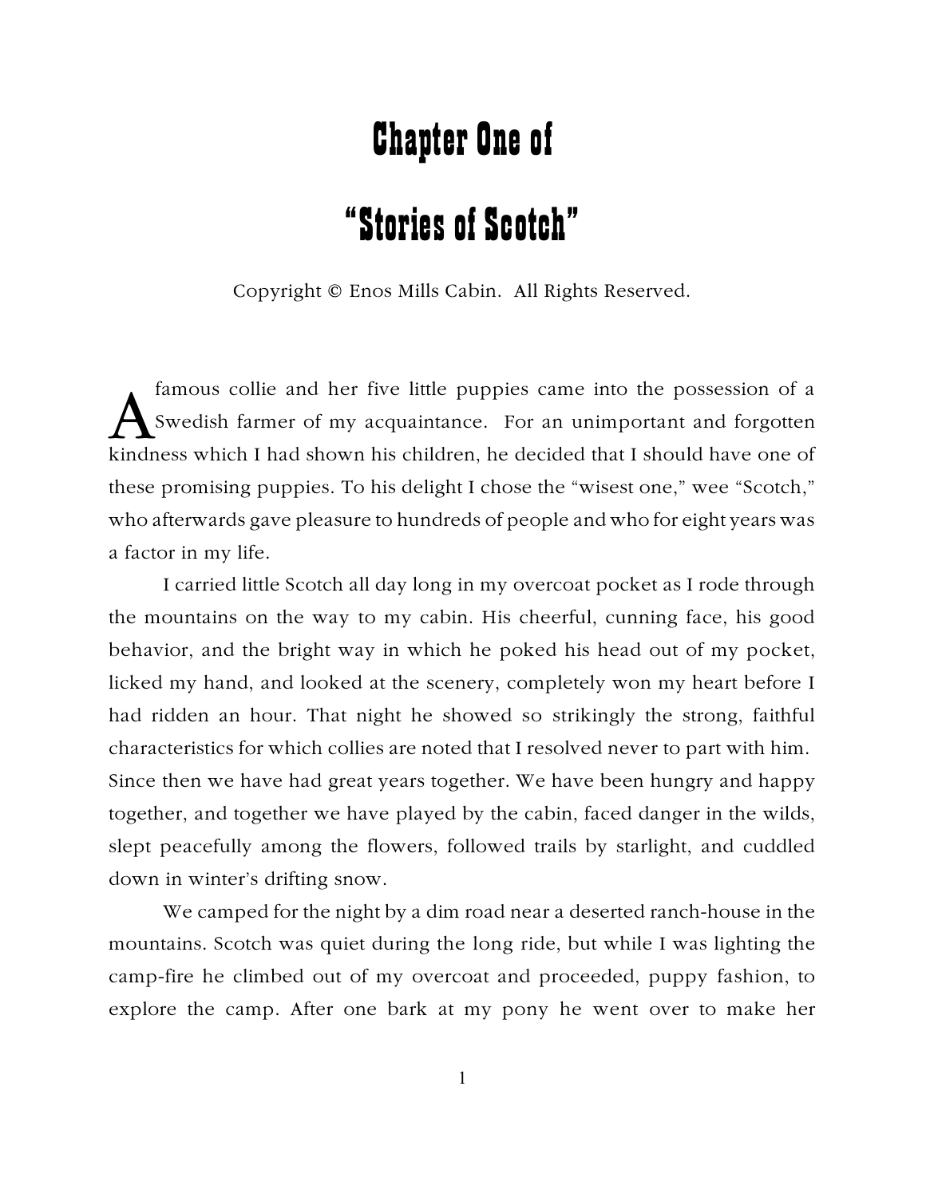# Chapter One of

# "Stories of Scotch"

Copyright © Enos Mills Cabin. All Rights Reserved.

A famous collie and her five little puppies came into the possession of a Swedish farmer of my acquaintance. For an unimportant and forgotten kindness which I had shown his children, he decided that I should have one of these promising puppies. To his delight I chose the "wisest one," wee "Scotch," who afterwards gave pleasure to hundreds of people and who for eight years was a factor in my life.

I carried little Scotch all day long in my overcoat pocket as I rode through the mountains on the way to my cabin. His cheerful, cunning face, his good behavior, and the bright way in which he poked his head out of my pocket, licked my hand, and looked at the scenery, completely won my heart before I had ridden an hour. That night he showed so strikingly the strong, faithful characteristics for which collies are noted that I resolved never to part with him. Since then we have had great years together. We have been hungry and happy together, and together we have played by the cabin, faced danger in the wilds, slept peacefully among the flowers, followed trails by starlight, and cuddled down in winter's drifting snow.

We camped for the night by a dim road near a deserted ranch-house in the mountains. Scotch was quiet during the long ride, but while I was lighting the camp-fire he climbed out of my overcoat and proceeded, puppy fashion, to explore the camp. After one bark at my pony he went over to make her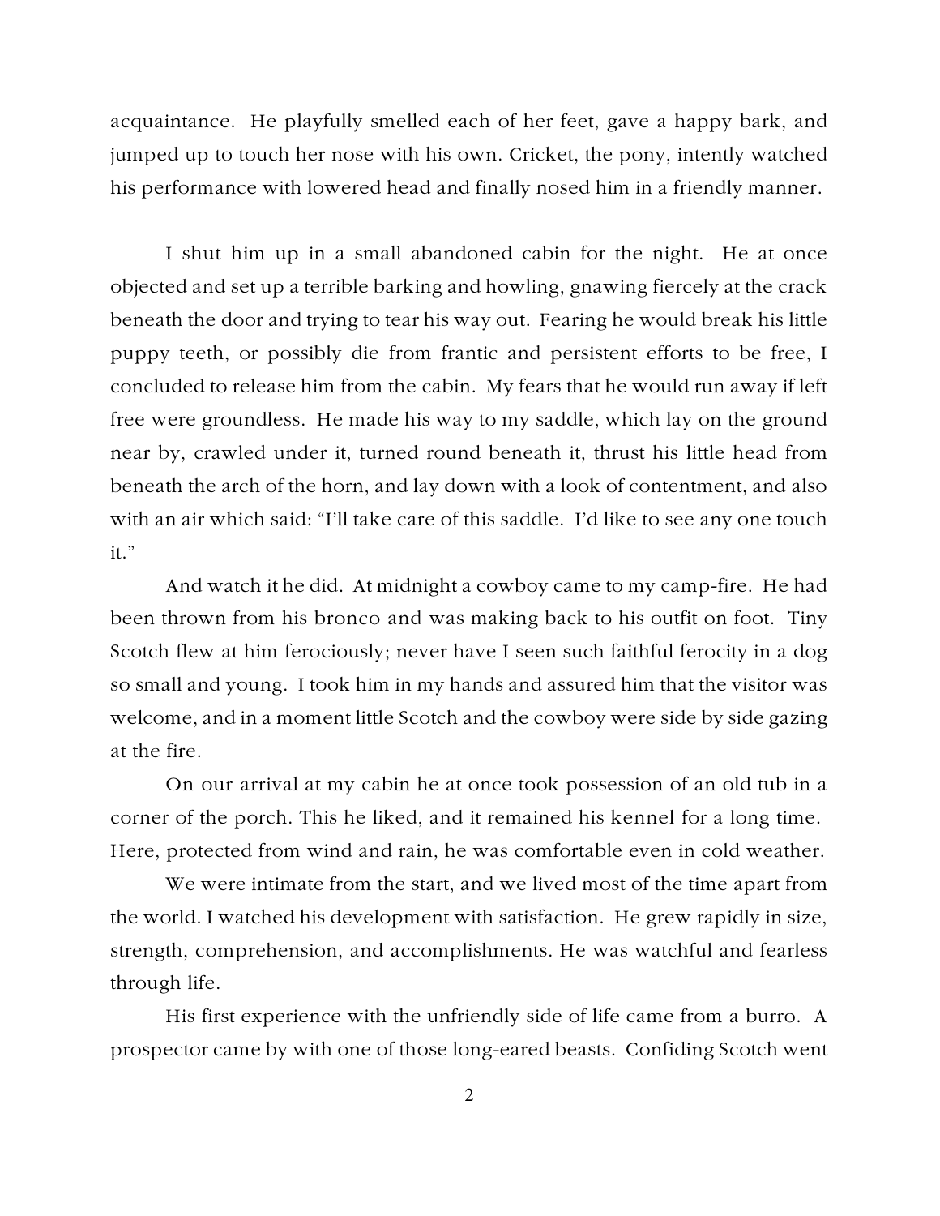acquaintance. He playfully smelled each of her feet, gave a happy bark, and jumped up to touch her nose with his own. Cricket, the pony, intently watched his performance with lowered head and finally nosed him in a friendly manner.

I shut him up in a small abandoned cabin for the night. He at once objected and set up a terrible barking and howling, gnawing fiercely at the crack beneath the door and trying to tear his way out. Fearing he would break his little puppy teeth, or possibly die from frantic and persistent efforts to be free, I concluded to release him from the cabin. My fears that he would run away if left free were groundless. He made his way to my saddle, which lay on the ground near by, crawled under it, turned round beneath it, thrust his little head from beneath the arch of the horn, and lay down with a look of contentment, and also with an air which said: "I'll take care of this saddle. I'd like to see any one touch it."

And watch it he did. At midnight a cowboy came to my camp-fire. He had been thrown from his bronco and was making back to his outfit on foot. Tiny Scotch flew at him ferociously; never have I seen such faithful ferocity in a dog so small and young. I took him in my hands and assured him that the visitor was welcome, and in a moment little Scotch and the cowboy were side by side gazing at the fire.

On our arrival at my cabin he at once took possession of an old tub in a corner of the porch. This he liked, and it remained his kennel for a long time. Here, protected from wind and rain, he was comfortable even in cold weather.

We were intimate from the start, and we lived most of the time apart from the world. I watched his development with satisfaction. He grew rapidly in size, strength, comprehension, and accomplishments. He was watchful and fearless through life.

His first experience with the unfriendly side of life came from a burro. A prospector came by with one of those long-eared beasts. Confiding Scotch went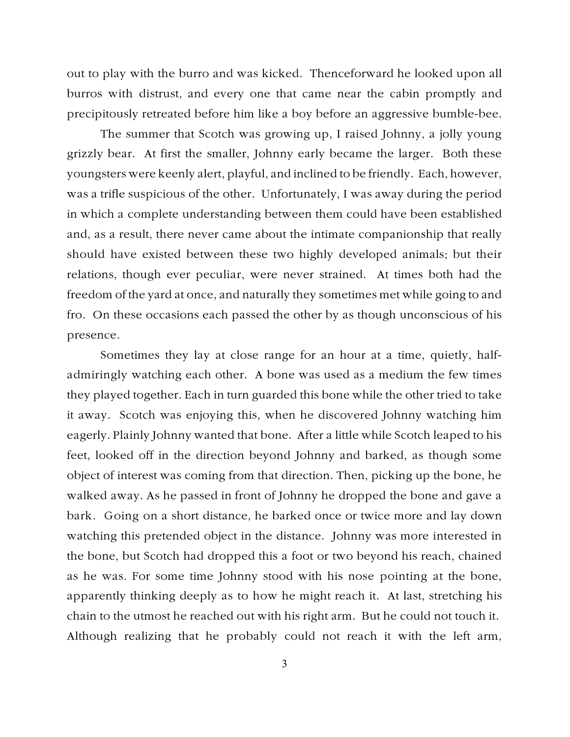out to play with the burro and was kicked. Thenceforward he looked upon all burros with distrust, and every one that came near the cabin promptly and precipitously retreated before him like a boy before an aggressive bumble-bee.

The summer that Scotch was growing up, I raised Johnny, a jolly young grizzly bear. At first the smaller, Johnny early became the larger. Both these youngsters were keenly alert, playful, and inclined to be friendly. Each, however, was a trifle suspicious of the other. Unfortunately, I was away during the period in which a complete understanding between them could have been established and, as a result, there never came about the intimate companionship that really should have existed between these two highly developed animals; but their relations, though ever peculiar, were never strained. At times both had the freedom of the yard at once, and naturally they sometimes met while going to and fro. On these occasions each passed the other by as though unconscious of his presence.

Sometimes they lay at close range for an hour at a time, quietly, half-admiringly watching each other. A bone was used as a medium the few times they played together. Each in turn guarded this bone while the other tried to take it away. Scotch was enjoying this, when he discovered Johnny watching him eagerly. Plainly Johnny wanted that bone. After a little while Scotch leaped to his feet, looked off in the direction beyond Johnny and barked, as though some object of interest was coming from that direction. Then, picking up the bone, he walked away. As he passed in front of Johnny he dropped the bone and gave a bark. Going on a short distance, he barked once or twice more and lay down watching this pretended object in the distance. Johnny was more interested in the bone, but Scotch had dropped this a foot or two beyond his reach, chained as he was. For some time Johnny stood with his nose pointing at the bone, apparently thinking deeply as to how he might reach it. At last, stretching his chain to the utmost he reached out with his right arm. But he could not touch it. Although realizing that he probably could not reach it with the left arm,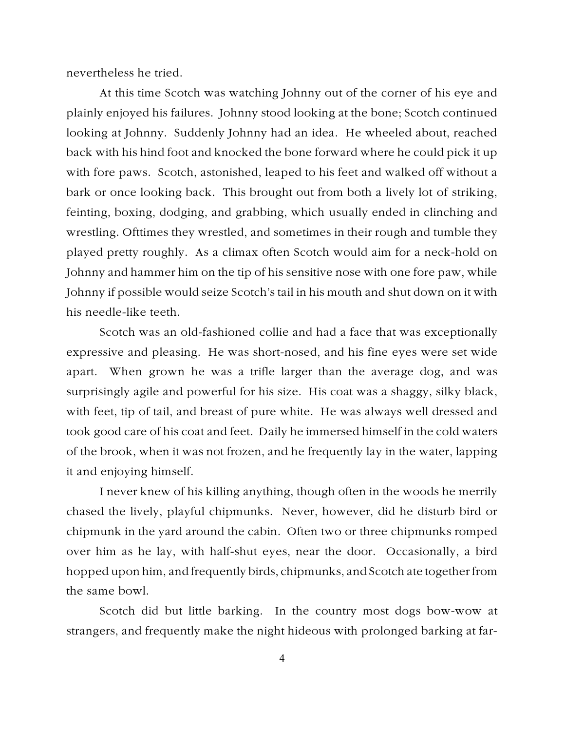nevertheless he tried.

At this time Scotch was watching Johnny out of the corner of his eye and plainly enjoyed his failures. Johnny stood looking at the bone; Scotch continued looking at Johnny. Suddenly Johnny had an idea. He wheeled about, reached back with his hind foot and knocked the bone forward where he could pick it up with fore paws. Scotch, astonished, leaped to his feet and walked off without a bark or once looking back. This brought out from both a lively lot of striking, feinting, boxing, dodging, and grabbing, which usually ended in clinching and wrestling. Ofttimes they wrestled, and sometimes in their rough and tumble they played pretty roughly. As a climax often Scotch would aim for a neck-hold on Johnny and hammer him on the tip of his sensitive nose with one fore paw, while Johnny if possible would seize Scotch's tail in his mouth and shut down on it with his needle-like teeth.

Scotch was an old-fashioned collie and had a face that was exceptionally expressive and pleasing. He was short-nosed, and his fine eyes were set wide apart. When grown he was a trifle larger than the average dog, and was surprisingly agile and powerful for his size. His coat was a shaggy, silky black, with feet, tip of tail, and breast of pure white. He was always well dressed and took good care of his coat and feet. Daily he immersed himself in the cold waters of the brook, when it was not frozen, and he frequently lay in the water, lapping it and enjoying himself.

I never knew of his killing anything, though often in the woods he merrily chased the lively, playful chipmunks. Never, however, did he disturb bird or chipmunk in the yard around the cabin. Often two or three chipmunks romped over him as he lay, with half-shut eyes, near the door. Occasionally, a bird hopped upon him, and frequently birds, chipmunks, and Scotch ate together from the same bowl.

Scotch did but little barking. In the country most dogs bow-wow at strangers, and frequently make the night hideous with prolonged barking at far-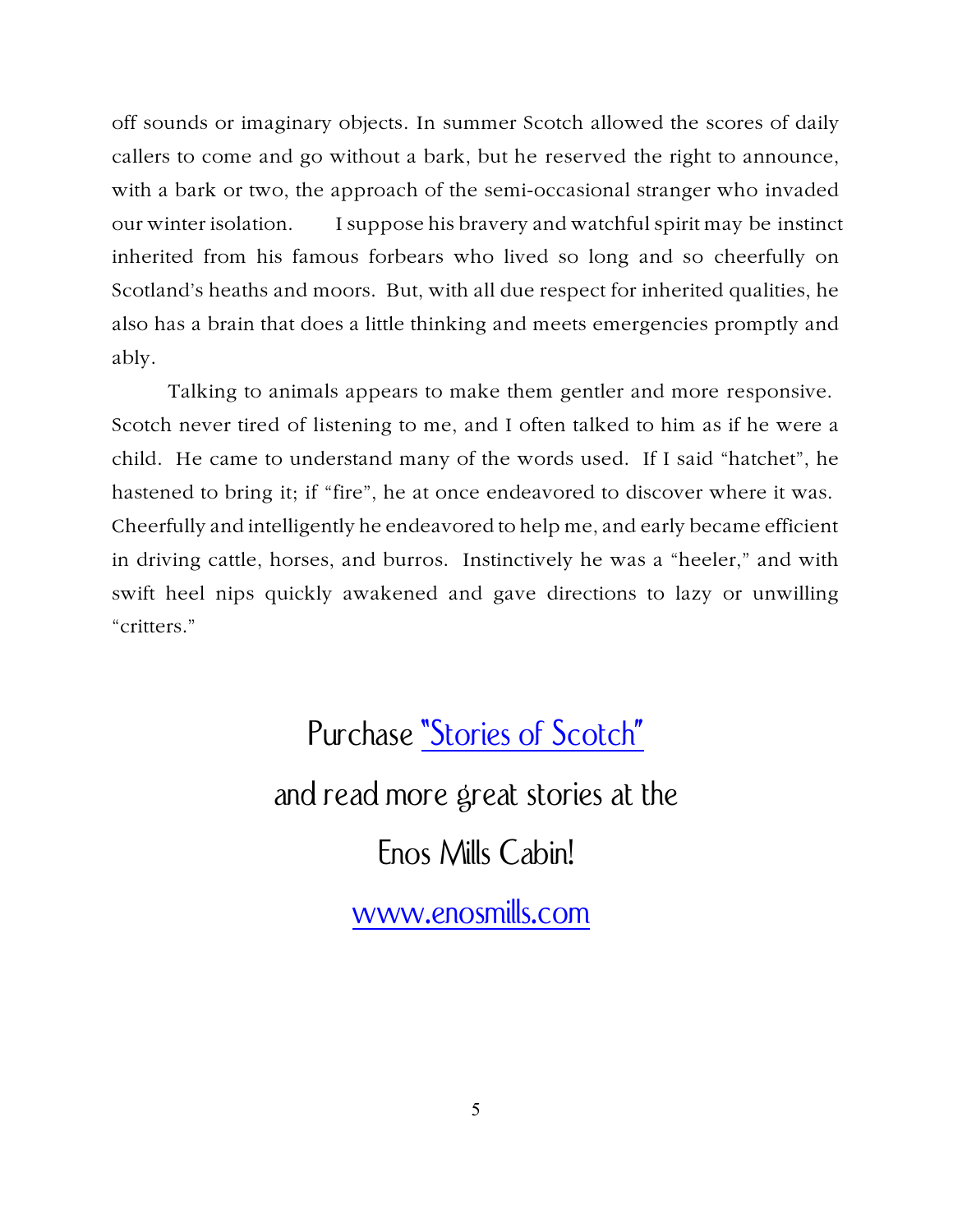off sounds or imaginary objects. In summer Scotch allowed the scores of daily callers to come and go without a bark, but he reserved the right to announce, with a bark or two, the approach of the semi-occasional stranger who invaded our winter isolation. I suppose his bravery and watchful spirit may be instinct inherited from his famous forbears who lived so long and so cheerfully on Scotland's heaths and moors. But, with all due respect for inherited qualities, he also has a brain that does a little thinking and meets emergencies promptly and ably.

Talking to animals appears to make them gentler and more responsive. Scotch never tired of listening to me, and I often talked to him as if he were a child. He came to understand many of the words used. If I said "hatchet", he hastened to bring it; if "fire", he at once endeavored to discover where it was. Cheerfully and intelligently he endeavored to help me, and early became efficient in driving cattle, horses, and burros. Instinctively he was a "heeler," and with swift heel nips quickly awakened and gave directions to lazy or unwilling "critters."

Purchase "Stories of Scotch"

and read more great stories at the

Enos Mills Cabin!

www.enosmills.com